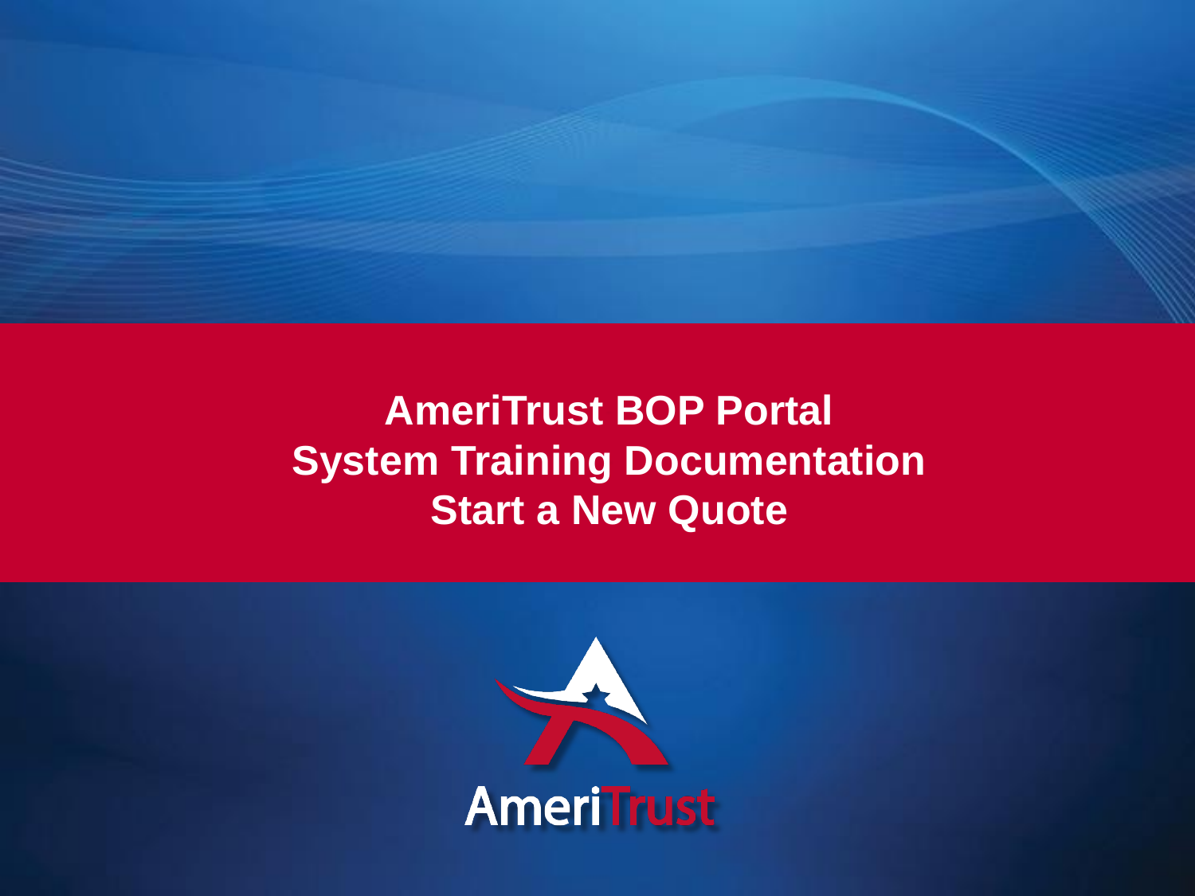# AmeriTrust BOP Portal
# System Training Documentation
# Start a New Quote

AmeriTrust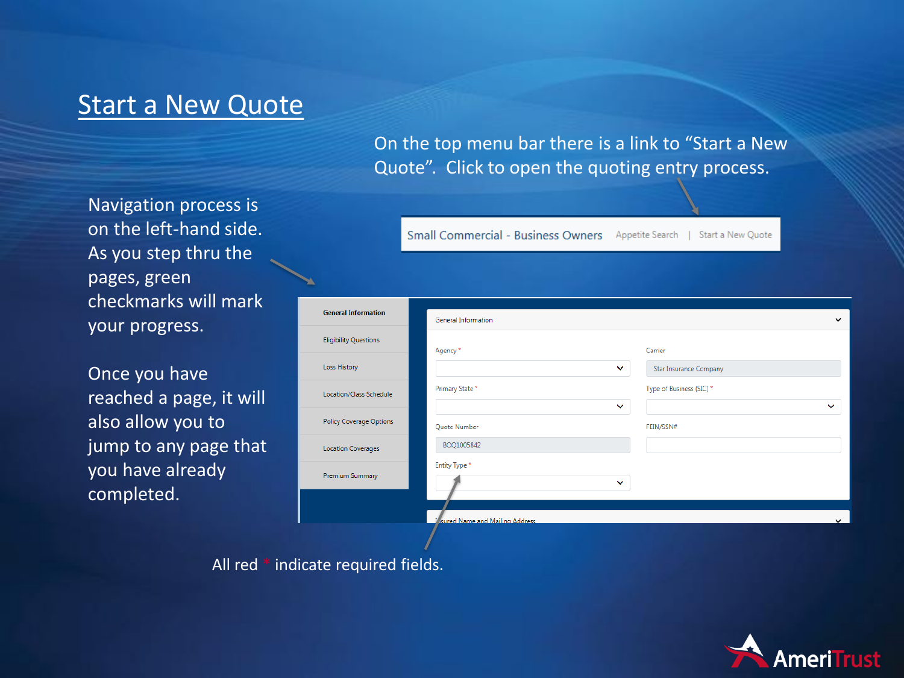# Start a New Quote

On the top menu bar there is a link to "Start a New Quote". Click to open the quoting entry process.

Small Commercial - Business Owners   Appetite Search | Start a New Quote

Navigation process is on the left-hand side. As you step thru the pages, green checkmarks will mark your progress.

Once you have reached a page, it will also allow you to jump to any page that you have already completed.

General Information
Eligibility Questions
Loss History
Location/Class Schedule
Policy Coverage Options
Location Coverages
Premium Summary

General Information

Agency *
Carrier
Star Insurance Company
Primary State *
Type of Business (SIC) *
Quote Number
BOQ1005842
FEIN/SSN#
Entity Type *

Insured Name and Mailing Address

All red * indicate required fields.

AmeriTrust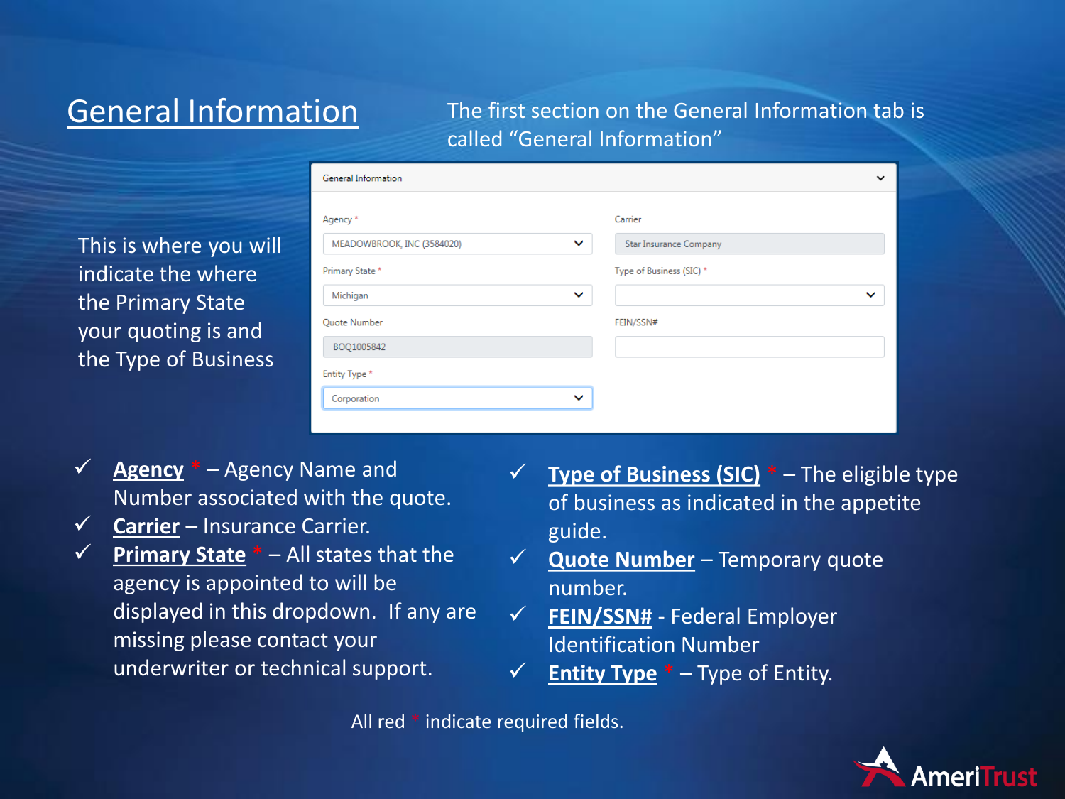# General Information

The first section on the General Information tab is called "General Information"

This is where you will indicate the where the Primary State your quoting is and the Type of Business

General Information

| | |
|---|---|
| Agency * | Carrier |
| MEADOWBROOK, INC (3584020) | Star Insurance Company |
| Primary State * | Type of Business (SIC) * |
| Michigan | |
| Quote Number | FEIN/SSN# |
| BOQ1005842 | |
| Entity Type * | |
| Corporation | |

- ✓ **Agency** * – Agency Name and Number associated with the quote.
- ✓ **Carrier** – Insurance Carrier.
- ✓ **Primary State** * – All states that the agency is appointed to will be displayed in this dropdown. If any are missing please contact your underwriter or technical support.
- ✓ **Type of Business (SIC)** * – The eligible type of business as indicated in the appetite guide.
- ✓ **Quote Number** – Temporary quote number.
- ✓ **FEIN/SSN#** - Federal Employer Identification Number
- ✓ **Entity Type** * – Type of Entity.

All red * indicate required fields.

AmeriTrust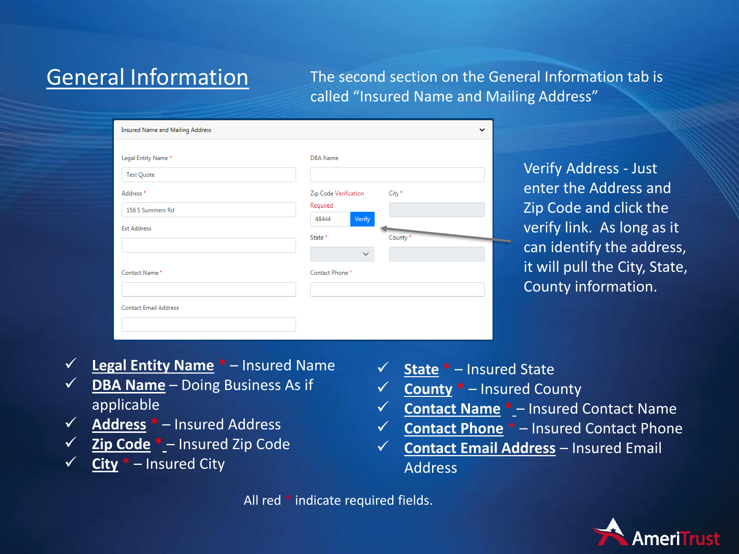# General Information

The second section on the General Information tab is called "Insured Name and Mailing Address"

Insured Name and Mailing Address

Legal Entity Name *
Test Quote

DBA Name

Address *
156 S Summers Rd

Zip Code Verification Required
48444 Verify

City *

Ext Address

State *

County *

Contact Name *

Contact Phone *

Contact Email Address

Verify Address - Just enter the Address and Zip Code and click the verify link. As long as it can identify the address, it will pull the City, State, County information.

- ✓ **Legal Entity Name** * – Insured Name
- ✓ **DBA Name** – Doing Business As if applicable
- ✓ **Address** * – Insured Address
- ✓ **Zip Code** * – Insured Zip Code
- ✓ **City** * – Insured City
- ✓ **State** * – Insured State
- ✓ **County** * – Insured County
- ✓ **Contact Name** * – Insured Contact Name
- ✓ **Contact Phone** * – Insured Contact Phone
- ✓ **Contact Email Address** – Insured Email Address

All red * indicate required fields.

AmeriTrust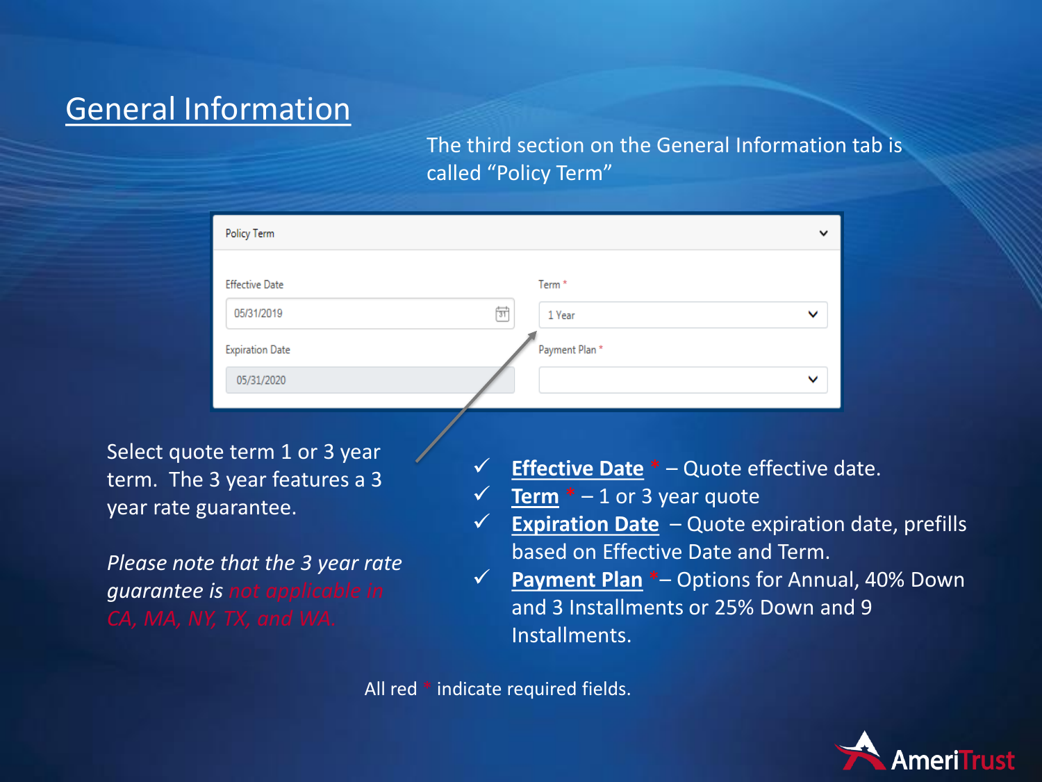# General Information

The third section on the General Information tab is called "Policy Term"

Policy Term

| Effective Date | Term * |
| --- | --- |
| 05/31/2019 | 1 Year |
| **Expiration Date** | **Payment Plan *** |
| 05/31/2020 | |

Select quote term 1 or 3 year term. The 3 year features a 3 year rate guarantee.

*Please note that the 3 year rate guarantee is not applicable in CA, MA, NY, TX, and WA.*

- ✓ **Effective Date** * – Quote effective date.
- ✓ **Term** * – 1 or 3 year quote
- ✓ **Expiration Date** – Quote expiration date, prefills based on Effective Date and Term.
- ✓ **Payment Plan** *– Options for Annual, 40% Down and 3 Installments or 25% Down and 9 Installments.

All red * indicate required fields.

AmeriTrust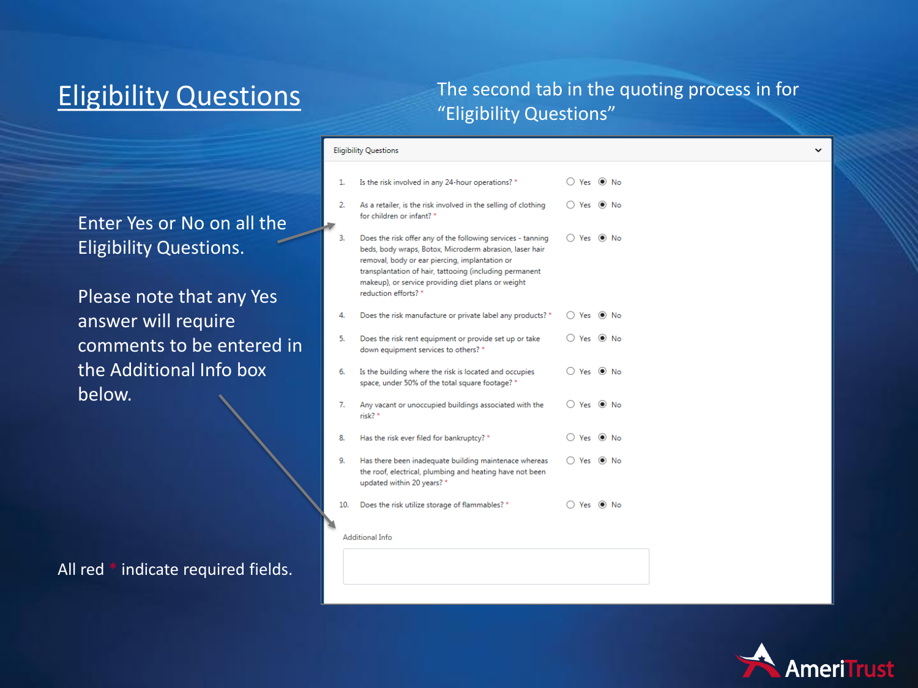# Eligibility Questions

The second tab in the quoting process in for "Eligibility Questions"

Enter Yes or No on all the Eligibility Questions.

Please note that any Yes answer will require comments to be entered in the Additional Info box below.

All red * indicate required fields.

Eligibility Questions

1. Is the risk involved in any 24-hour operations? * — Yes / No
2. As a retailer, is the risk involved in the selling of clothing for children or infant? * — Yes / No
3. Does the risk offer any of the following services - tanning beds, body wraps, Botox, Microderm abrasion, laser hair removal, body or ear piercing, implantation or transplantation of hair, tattooing (including permanent makeup), or service providing diet plans or weight reduction efforts? * — Yes / No
4. Does the risk manufacture or private label any products? * — Yes / No
5. Does the risk rent equipment or provide set up or take down equipment services to others? * — Yes / No
6. Is the building where the risk is located and occupies space, under 50% of the total square footage? * — Yes / No
7. Any vacant or unoccupied buildings associated with the risk? * — Yes / No
8. Has the risk ever filed for bankruptcy? * — Yes / No
9. Has there been inadequate building maintenace whereas the roof, electrical, plumbing and heating have not been updated within 20 years? * — Yes / No
10. Does the risk utilize storage of flammables? * — Yes / No

Additional Info

AmeriTrust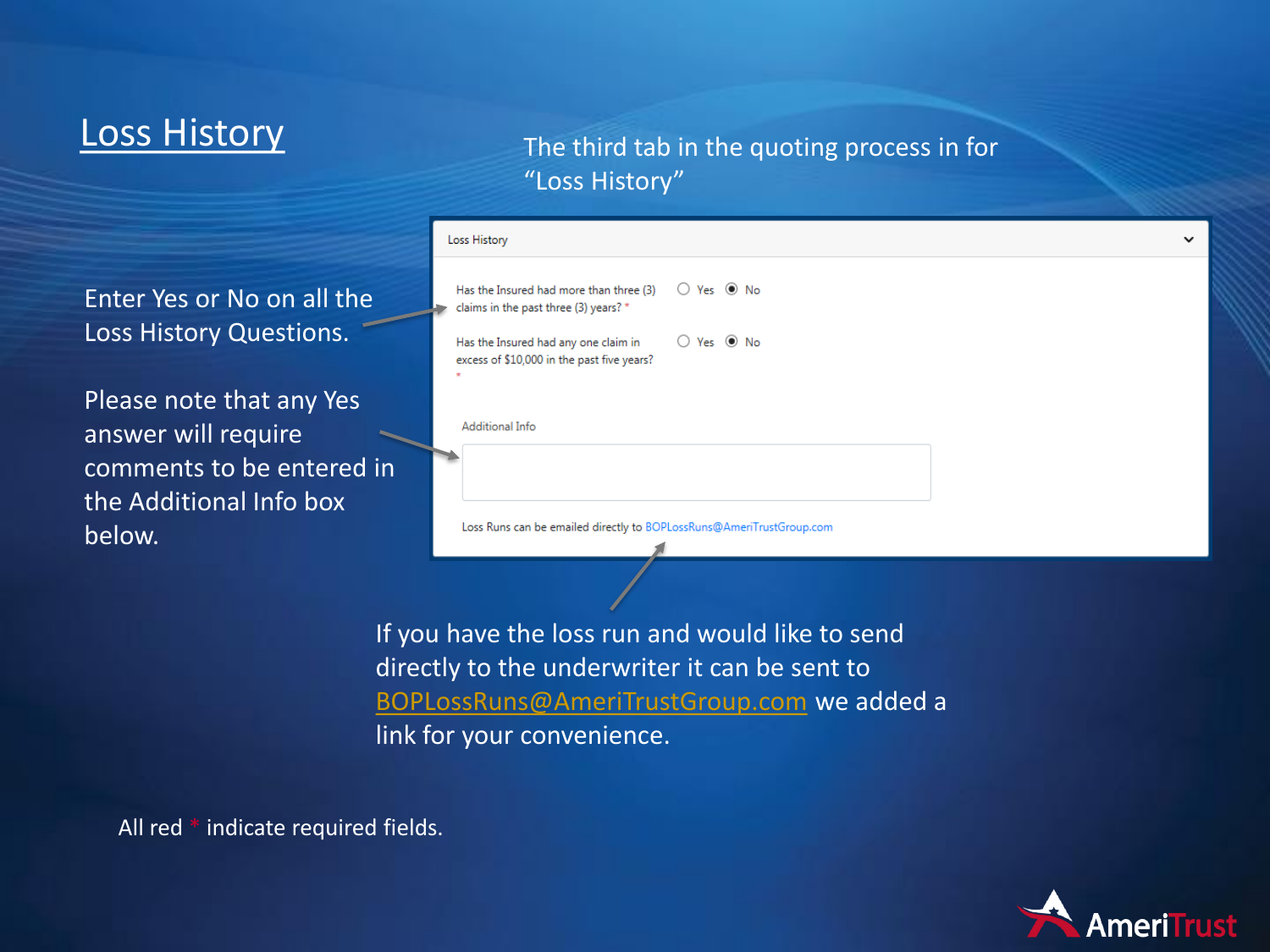# Loss History

The third tab in the quoting process in for "Loss History"

Loss History

Has the Insured had more than three (3) claims in the past three (3) years? * ○ Yes ● No

Has the Insured had any one claim in excess of $10,000 in the past five years? * ○ Yes ● No

Additional Info

Loss Runs can be emailed directly to BOPLossRuns@AmeriTrustGroup.com

Enter Yes or No on all the Loss History Questions.

Please note that any Yes answer will require comments to be entered in the Additional Info box below.

If you have the loss run and would like to send directly to the underwriter it can be sent to BOPLossRuns@AmeriTrustGroup.com we added a link for your convenience.

All red * indicate required fields.

AmeriTrust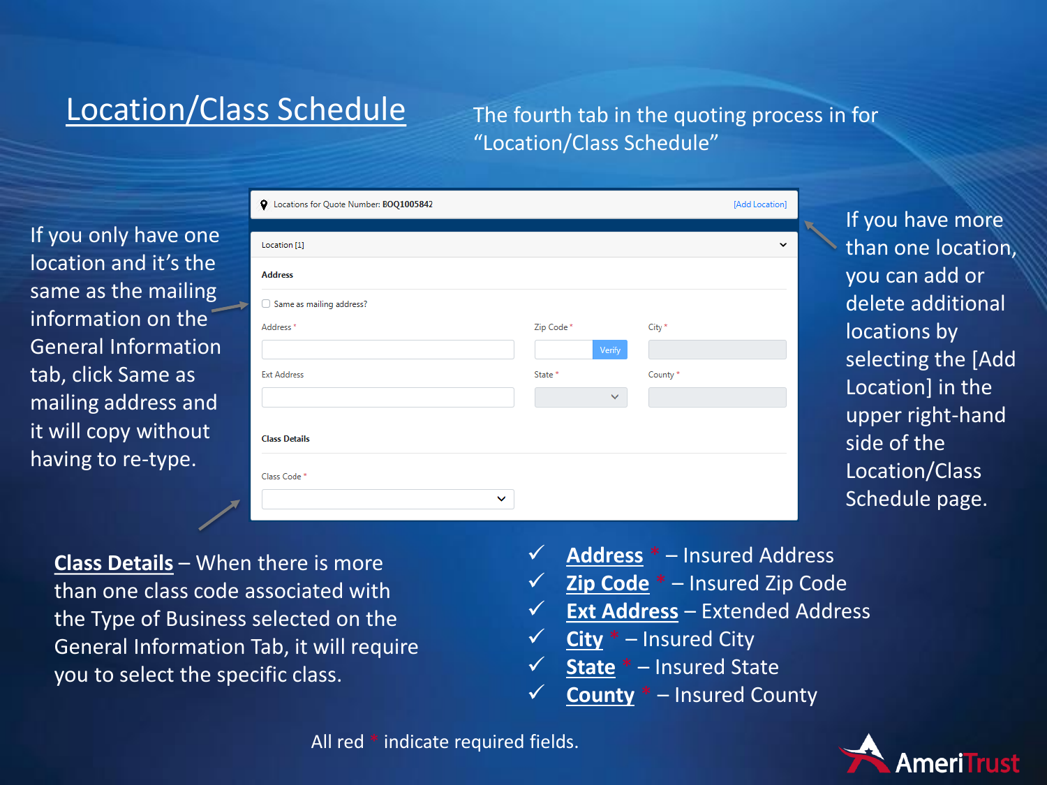# Location/Class Schedule

The fourth tab in the quoting process in for "Location/Class Schedule"

Locations for Quote Number: BOQ1005842 [Add Location]

Location [1]

Address

Same as mailing address?

Address *

Zip Code * Verify

City *

Ext Address

State *

County *

Class Details

Class Code *

If you only have one location and it's the same as the mailing information on the General Information tab, click Same as mailing address and it will copy without having to re-type.

If you have more than one location, you can add or delete additional locations by selecting the [Add Location] in the upper right-hand side of the Location/Class Schedule page.

**Class Details** – When there is more than one class code associated with the Type of Business selected on the General Information Tab, it will require you to select the specific class.

- ✓ **Address** * – Insured Address
- ✓ **Zip Code** * – Insured Zip Code
- ✓ **Ext Address** – Extended Address
- ✓ **City** * – Insured City
- ✓ **State** * – Insured State
- ✓ **County** * – Insured County

All red * indicate required fields.

AmeriTrust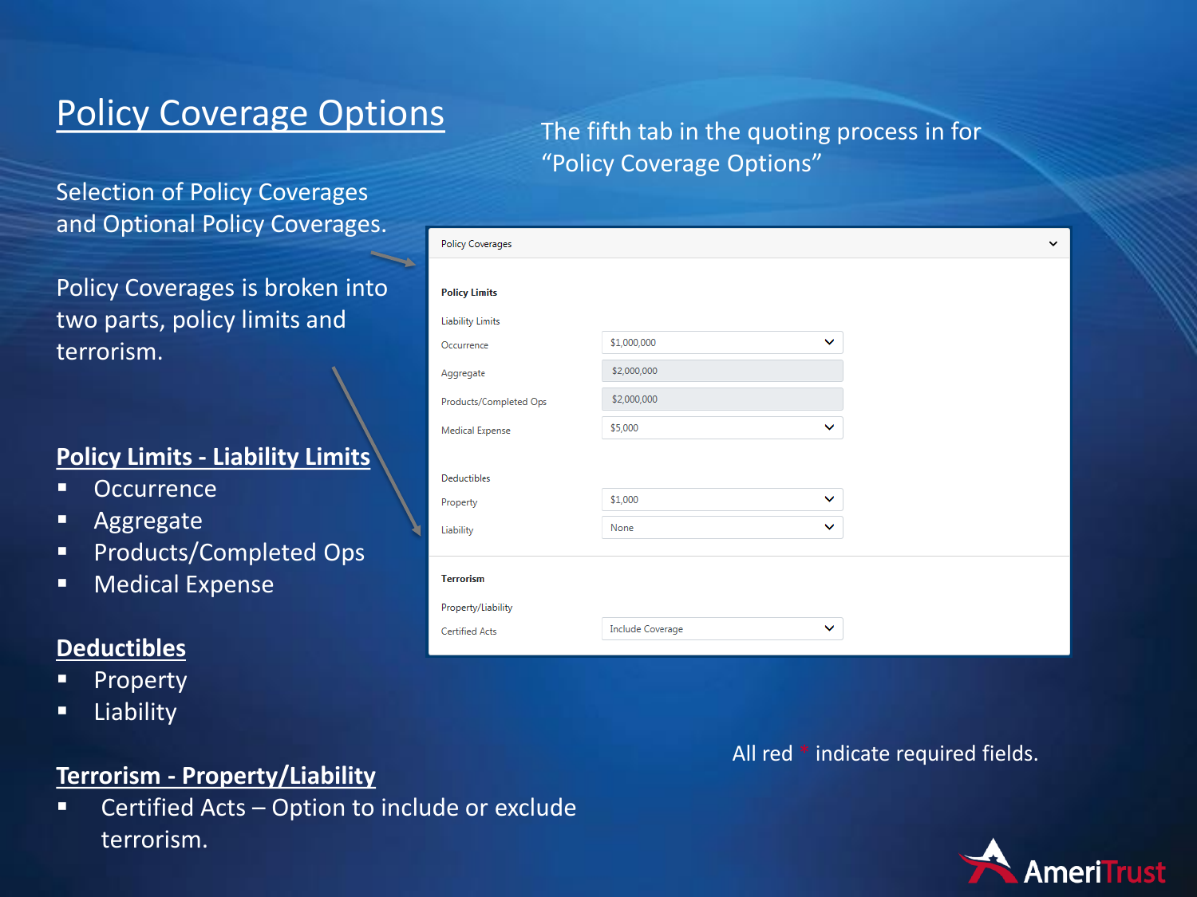# Policy Coverage Options

The fifth tab in the quoting process in for "Policy Coverage Options"

Selection of Policy Coverages and Optional Policy Coverages.

Policy Coverages is broken into two parts, policy limits and terrorism.

Policy Coverages

**Policy Limits**

Liability Limits

| | |
|---|---|
| Occurrence | $1,000,000 |
| Aggregate | $2,000,000 |
| Products/Completed Ops | $2,000,000 |
| Medical Expense | $5,000 |

Deductibles

| | |
|---|---|
| Property | $1,000 |
| Liability | None |

**Terrorism**

Property/Liability

| | |
|---|---|
| Certified Acts | Include Coverage |

## Policy Limits - Liability Limits

- Occurrence
- Aggregate
- Products/Completed Ops
- Medical Expense

## Deductibles

- Property
- Liability

## Terrorism - Property/Liability

- Certified Acts – Option to include or exclude terrorism.

All red * indicate required fields.

AmeriTrust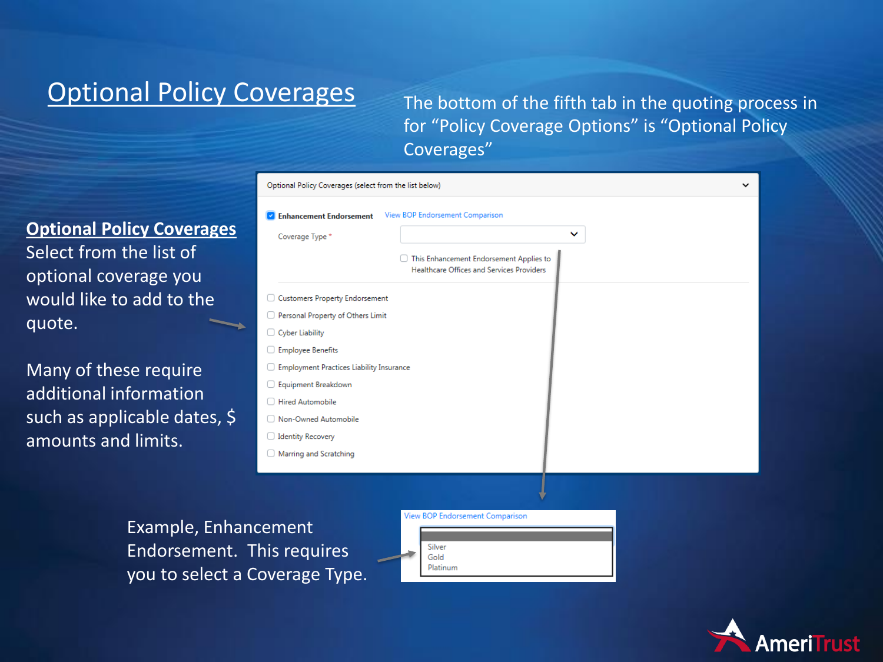# Optional Policy Coverages

The bottom of the fifth tab in the quoting process in for "Policy Coverage Options" is "Optional Policy Coverages"

**Optional Policy Coverages**
Select from the list of optional coverage you would like to add to the quote.

Many of these require additional information such as applicable dates, $ amounts and limits.

Optional Policy Coverages (select from the list below)

- [x] **Enhancement Endorsement** View BOP Endorsement Comparison
  - Coverage Type *
  - [ ] This Enhancement Endorsement Applies to Healthcare Offices and Services Providers
- [ ] Customers Property Endorsement
- [ ] Personal Property of Others Limit
- [ ] Cyber Liability
- [ ] Employee Benefits
- [ ] Employment Practices Liability Insurance
- [ ] Equipment Breakdown
- [ ] Hired Automobile
- [ ] Non-Owned Automobile
- [ ] Identity Recovery
- [ ] Marring and Scratching

Example, Enhancement Endorsement. This requires you to select a Coverage Type.

View BOP Endorsement Comparison

- Silver
- Gold
- Platinum

AmeriTrust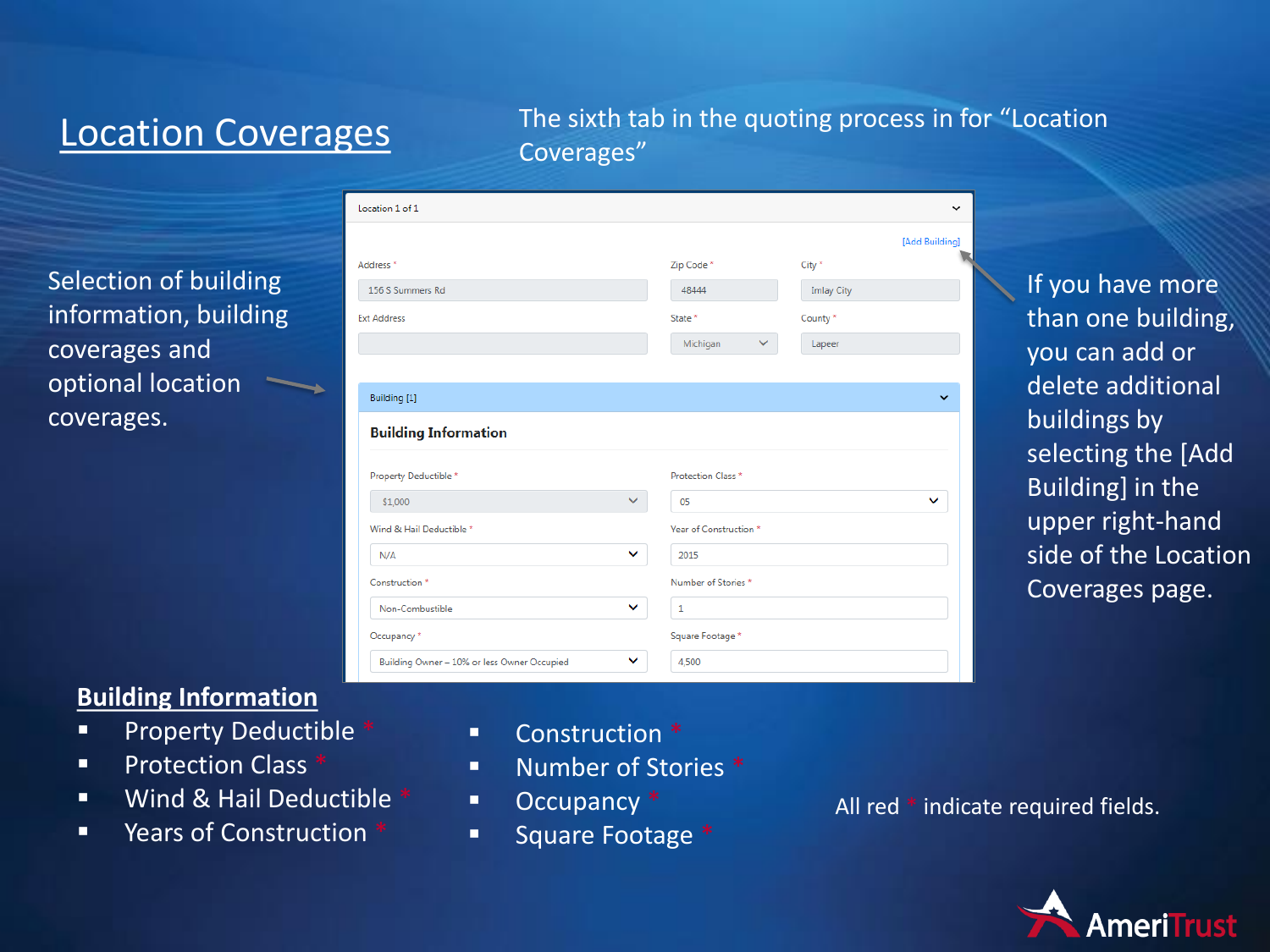# Location Coverages

The sixth tab in the quoting process in for "Location Coverages"

Selection of building information, building coverages and optional location coverages.

Location 1 of 1

[Add Building]

Address * 156 S Summers Rd

Zip Code * 48444

City * Imlay City

Ext Address

State * Michigan

County * Lapeer

Building [1]

**Building Information**

Property Deductible * $1,000

Protection Class * 05

Wind & Hail Deductible * N/A

Year of Construction * 2015

Construction * Non-Combustible

Number of Stories * 1

Occupancy * Building Owner – 10% or less Owner Occupied

Square Footage * 4,500

If you have more than one building, you can add or delete additional buildings by selecting the [Add Building] in the upper right-hand side of the Location Coverages page.

## Building Information

- Property Deductible *
- Protection Class *
- Wind & Hail Deductible *
- Years of Construction *
- Construction *
- Number of Stories *
- Occupancy *
- Square Footage *

All red * indicate required fields.

AmeriTrust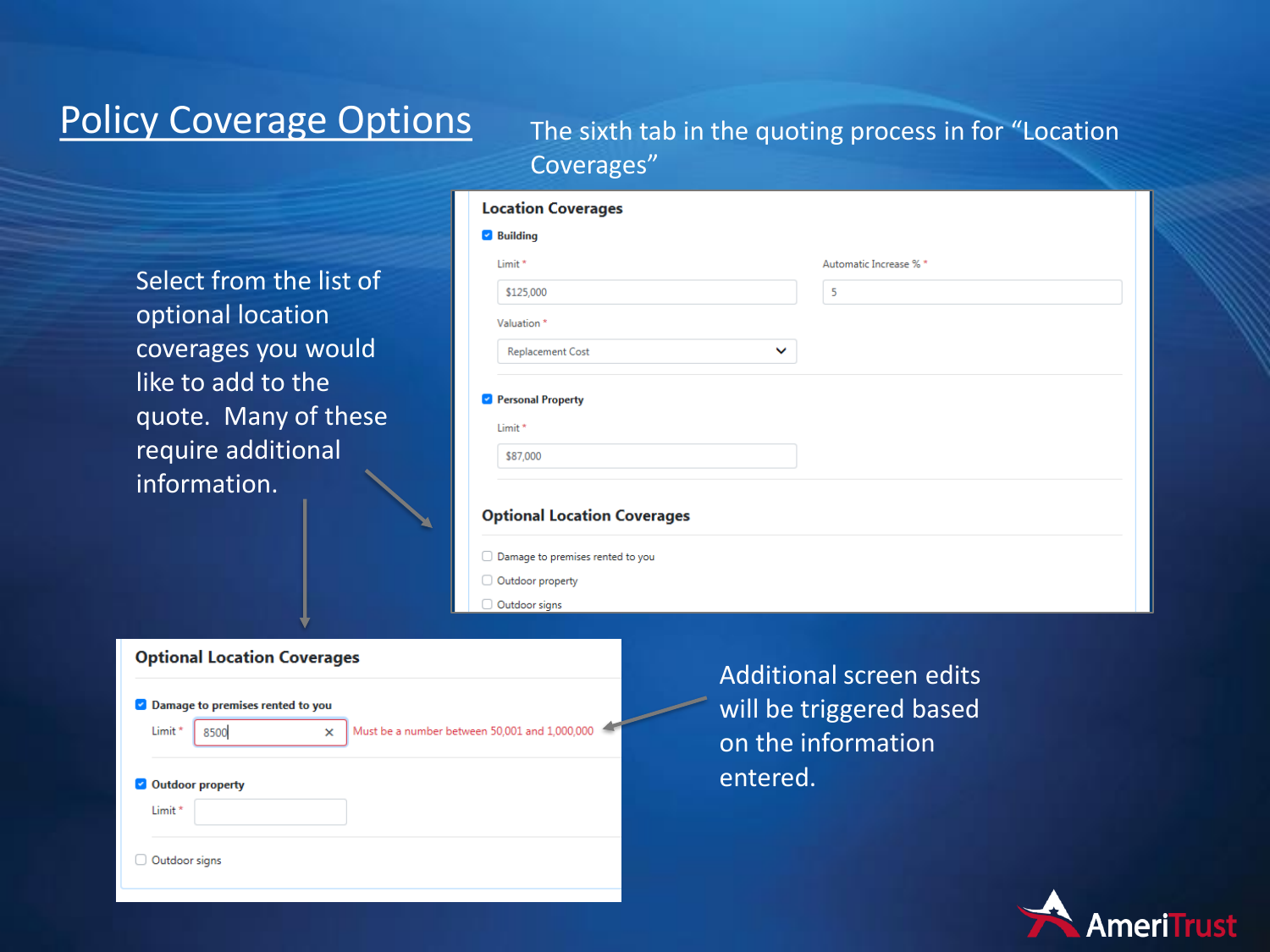# Policy Coverage Options

The sixth tab in the quoting process in for "Location Coverages"

Select from the list of optional location coverages you would like to add to the quote. Many of these require additional information.

**Location Coverages**

- [x] Building

Limit *

$125,000

Automatic Increase % *

5

Valuation *

Replacement Cost

- [x] Personal Property

Limit *

$87,000

**Optional Location Coverages**

- [ ] Damage to premises rented to you
- [ ] Outdoor property
- [ ] Outdoor signs

**Optional Location Coverages**

- [x] Damage to premises rented to you

Limit * 8500

Must be a number between 50,001 and 1,000,000

- [x] Outdoor property

Limit *

- [ ] Outdoor signs

Additional screen edits will be triggered based on the information entered.

AmeriTrust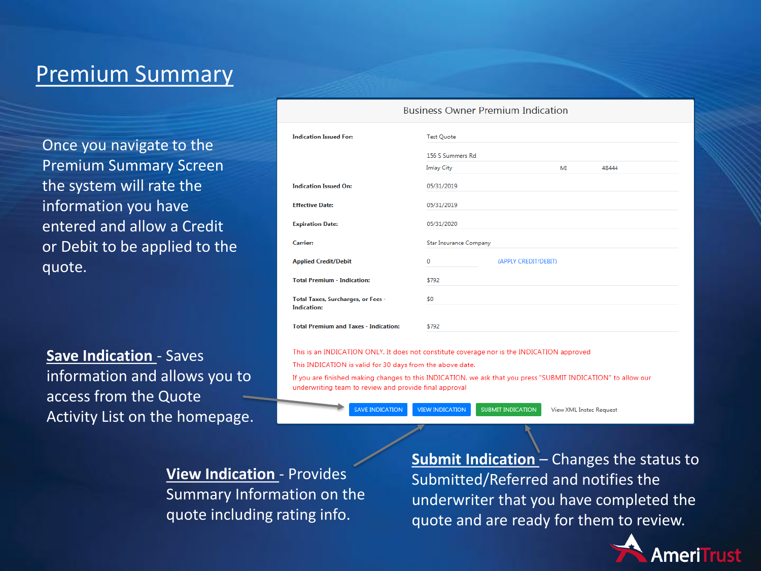# Premium Summary

Once you navigate to the Premium Summary Screen the system will rate the information you have entered and allow a Credit or Debit to be applied to the quote.

**Business Owner Premium Indication**

| | |
|---|---|
| **Indication Issued For:** | Test Quote |
| | 156 S Summers Rd |
| | Imlay City MI 48444 |
| **Indication Issued On:** | 05/31/2019 |
| **Effective Date:** | 05/31/2019 |
| **Expiration Date:** | 05/31/2020 |
| **Carrier:** | Star Insurance Company |
| **Applied Credit/Debit** | 0 (APPLY CREDIT/DEBIT) |
| **Total Premium - Indication:** | $792 |
| **Total Taxes, Surcharges, or Fees - Indication:** | $0 |
| **Total Premium and Taxes - Indication:** | $792 |

This is an INDICATION ONLY. It does not constitute coverage nor is the INDICATION approved

This INDICATION is valid for 30 days from the above date.

If you are finished making changes to this INDICATION, we ask that you press "SUBMIT INDICATION" to allow our underwriting team to review and provide final approval

SAVE INDICATION | VIEW INDICATION | SUBMIT INDICATION | View XML Instec Request

**Save Indication** - Saves information and allows you to access from the Quote Activity List on the homepage.

**View Indication** - Provides Summary Information on the quote including rating info.

**Submit Indication** – Changes the status to Submitted/Referred and notifies the underwriter that you have completed the quote and are ready for them to review.

AmeriTrust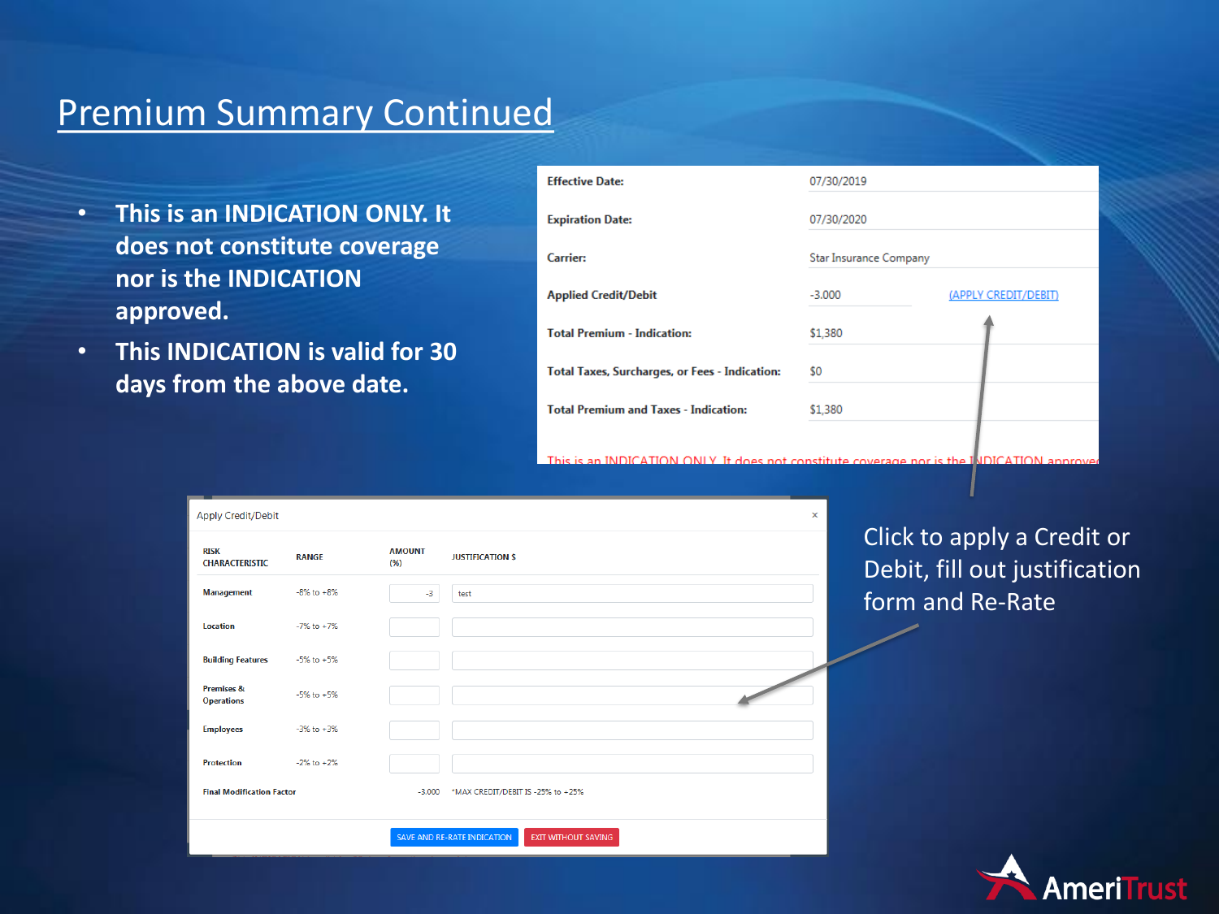# Premium Summary Continued

- **This is an INDICATION ONLY. It does not constitute coverage nor is the INDICATION approved.**
- **This INDICATION is valid for 30 days from the above date.**

| | | |
|---|---|---|
| **Effective Date:** | 07/30/2019 | |
| **Expiration Date:** | 07/30/2020 | |
| **Carrier:** | Star Insurance Company | |
| **Applied Credit/Debit** | -3.000 | (APPLY CREDIT/DEBIT) |
| **Total Premium - Indication:** | $1,380 | |
| **Total Taxes, Surcharges, or Fees - Indication:** | $0 | |
| **Total Premium and Taxes - Indication:** | $1,380 | |

This is an INDICATION ONLY. It does not constitute coverage nor is the INDICATION approved

Apply Credit/Debit

| RISK CHARACTERISTIC | RANGE | AMOUNT (%) | JUSTIFICATION S |
|---|---|---|---|
| Management | -8% to +8% | -3 | test |
| Location | -7% to +7% | | |
| Building Features | -5% to +5% | | |
| Premises & Operations | -5% to +5% | | |
| Employees | -3% to +3% | | |
| Protection | -2% to +2% | | |
| Final Modification Factor | | -3.000 | *MAX CREDIT/DEBIT IS -25% to +25% |

SAVE AND RE-RATE INDICATION | EXIT WITHOUT SAVING

Click to apply a Credit or Debit, fill out justification form and Re-Rate

AmeriTrust